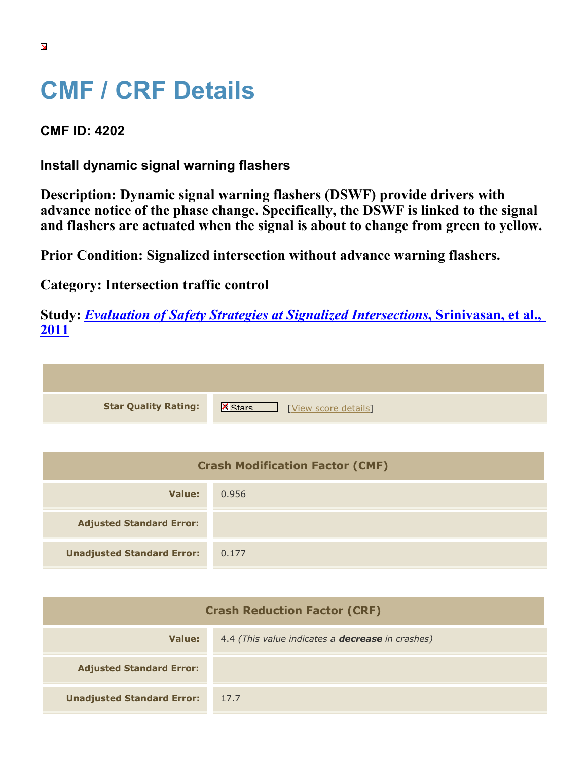# CMF / CRF Details

## CMF ID: 4202

### Install dynamic signal warning flashers

**Description: Dynamic signal warning flashers (DSWF) provide drivers with advance notice of the phase change. Specifically, the DSWF is linked to the signal and flashers are actuated when the signal is about to change from green to yellow.**

**Prior Condition: Signalized intersection without advance warning flashers.**

**Category: Intersection traffic control**

**Study: *Evaluation of Safety Strategies at Signalized Intersections*, Srinivasan, et al., 2011**

| | |
|---|---|
| **Star Quality Rating:** | Stars [View score details] |

| Crash Modification Factor (CMF) | |
|---|---|
| **Value:** | 0.956 |
| **Adjusted Standard Error:** | |
| **Unadjusted Standard Error:** | 0.177 |

| Crash Reduction Factor (CRF) | |
|---|---|
| **Value:** | 4.4 *(This value indicates a **decrease** in crashes)* |
| **Adjusted Standard Error:** | |
| **Unadjusted Standard Error:** | 17.7 |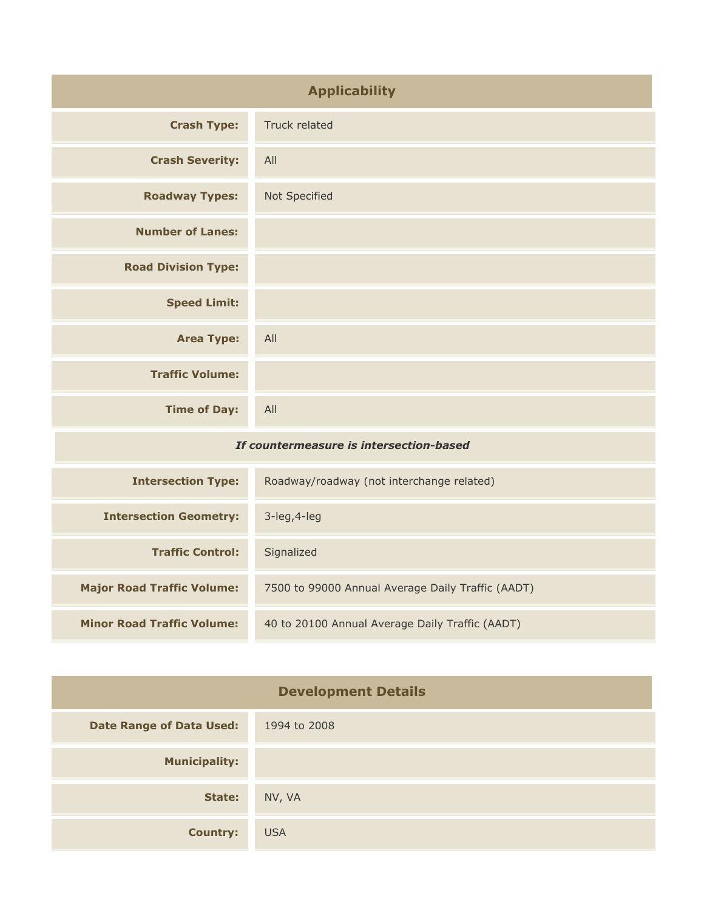## Applicability

| | |
|---|---|
| **Crash Type:** | Truck related |
| **Crash Severity:** | All |
| **Roadway Types:** | Not Specified |
| **Number of Lanes:** | |
| **Road Division Type:** | |
| **Speed Limit:** | |
| **Area Type:** | All |
| **Traffic Volume:** | |
| **Time of Day:** | All |
| ***If countermeasure is intersection-based*** | |
| **Intersection Type:** | Roadway/roadway (not interchange related) |
| **Intersection Geometry:** | 3-leg,4-leg |
| **Traffic Control:** | Signalized |
| **Major Road Traffic Volume:** | 7500 to 99000 Annual Average Daily Traffic (AADT) |
| **Minor Road Traffic Volume:** | 40 to 20100 Annual Average Daily Traffic (AADT) |

## Development Details

| | |
|---|---|
| **Date Range of Data Used:** | 1994 to 2008 |
| **Municipality:** | |
| **State:** | NV, VA |
| **Country:** | USA |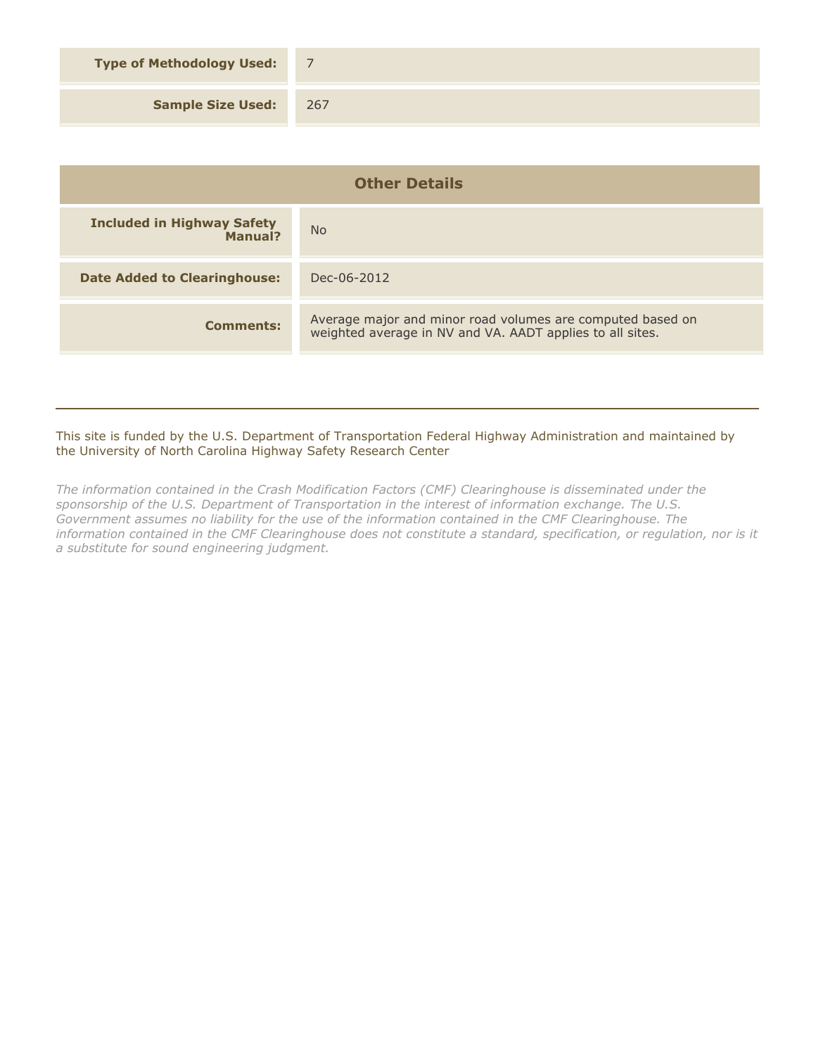| | |
|---|---|
| **Type of Methodology Used:** | 7 |
| **Sample Size Used:** | 267 |

## Other Details

| | |
|---|---|
| **Included in Highway Safety Manual?** | No |
| **Date Added to Clearinghouse:** | Dec-06-2012 |
| **Comments:** | Average major and minor road volumes are computed based on weighted average in NV and VA. AADT applies to all sites. |

---

This site is funded by the U.S. Department of Transportation Federal Highway Administration and maintained by the University of North Carolina Highway Safety Research Center

*The information contained in the Crash Modification Factors (CMF) Clearinghouse is disseminated under the sponsorship of the U.S. Department of Transportation in the interest of information exchange. The U.S. Government assumes no liability for the use of the information contained in the CMF Clearinghouse. The information contained in the CMF Clearinghouse does not constitute a standard, specification, or regulation, nor is it a substitute for sound engineering judgment.*